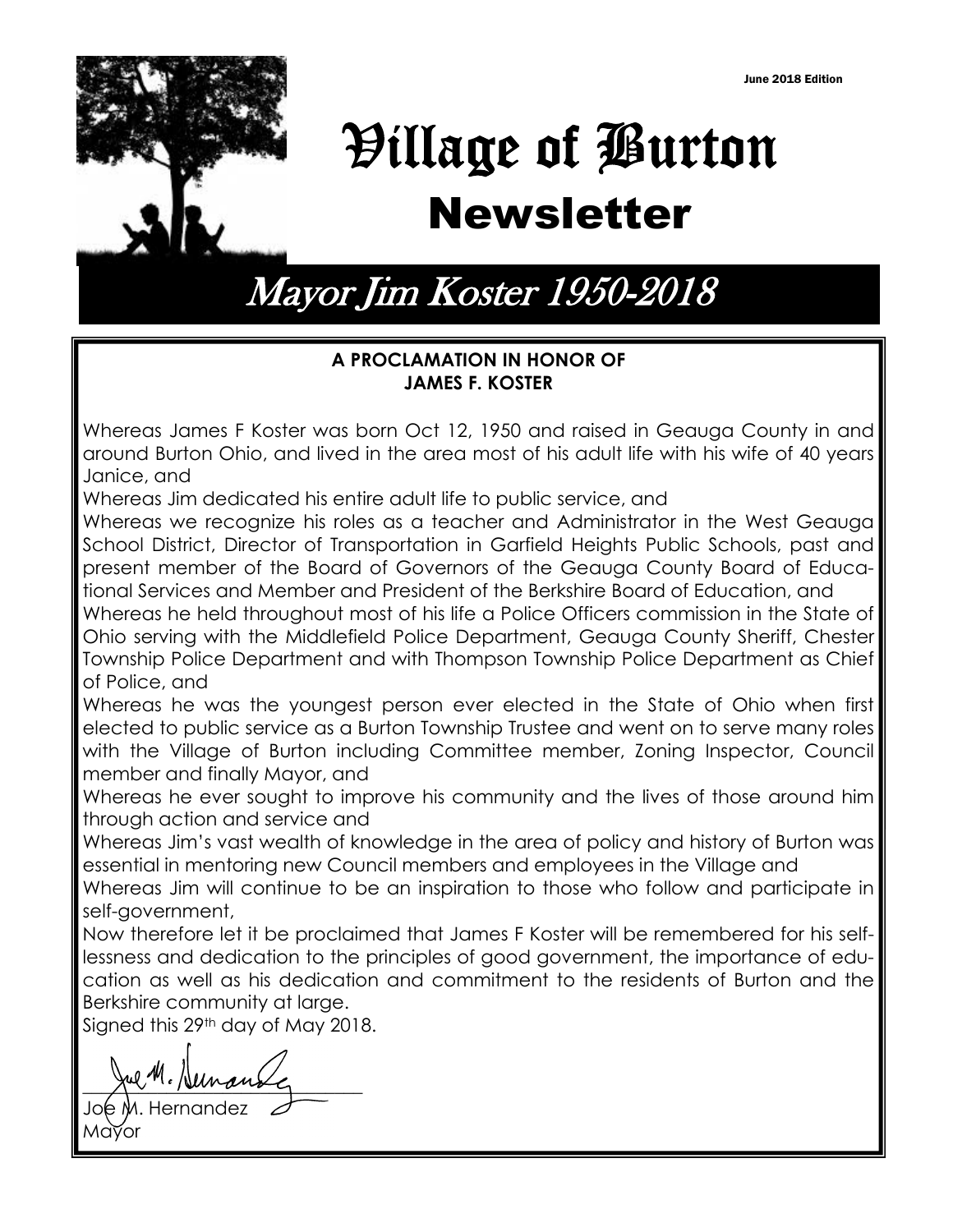June 2018 Edition

# Village of Burton

# Newsletter

## Mayor Jim Koster 1950-2018

**A PROCLAMATION IN HONOR OF**
**JAMES F. KOSTER**

Whereas James F Koster was born Oct 12, 1950 and raised in Geauga County in and around Burton Ohio, and lived in the area most of his adult life with his wife of 40 years Janice, and

Whereas Jim dedicated his entire adult life to public service, and

Whereas we recognize his roles as a teacher and Administrator in the West Geauga School District, Director of Transportation in Garfield Heights Public Schools, past and present member of the Board of Governors of the Geauga County Board of Educational Services and Member and President of the Berkshire Board of Education, and

Whereas he held throughout most of his life a Police Officers commission in the State of Ohio serving with the Middlefield Police Department, Geauga County Sheriff, Chester Township Police Department and with Thompson Township Police Department as Chief of Police, and

Whereas he was the youngest person ever elected in the State of Ohio when first elected to public service as a Burton Township Trustee and went on to serve many roles with the Village of Burton including Committee member, Zoning Inspector, Council member and finally Mayor, and

Whereas he ever sought to improve his community and the lives of those around him through action and service and

Whereas Jim's vast wealth of knowledge in the area of policy and history of Burton was essential in mentoring new Council members and employees in the Village and

Whereas Jim will continue to be an inspiration to those who follow and participate in self-government,

Now therefore let it be proclaimed that James F Koster will be remembered for his selflessness and dedication to the principles of good government, the importance of education as well as his dedication and commitment to the residents of Burton and the Berkshire community at large.

Signed this 29th day of May 2018.

Joe M. Hernandez
Mayor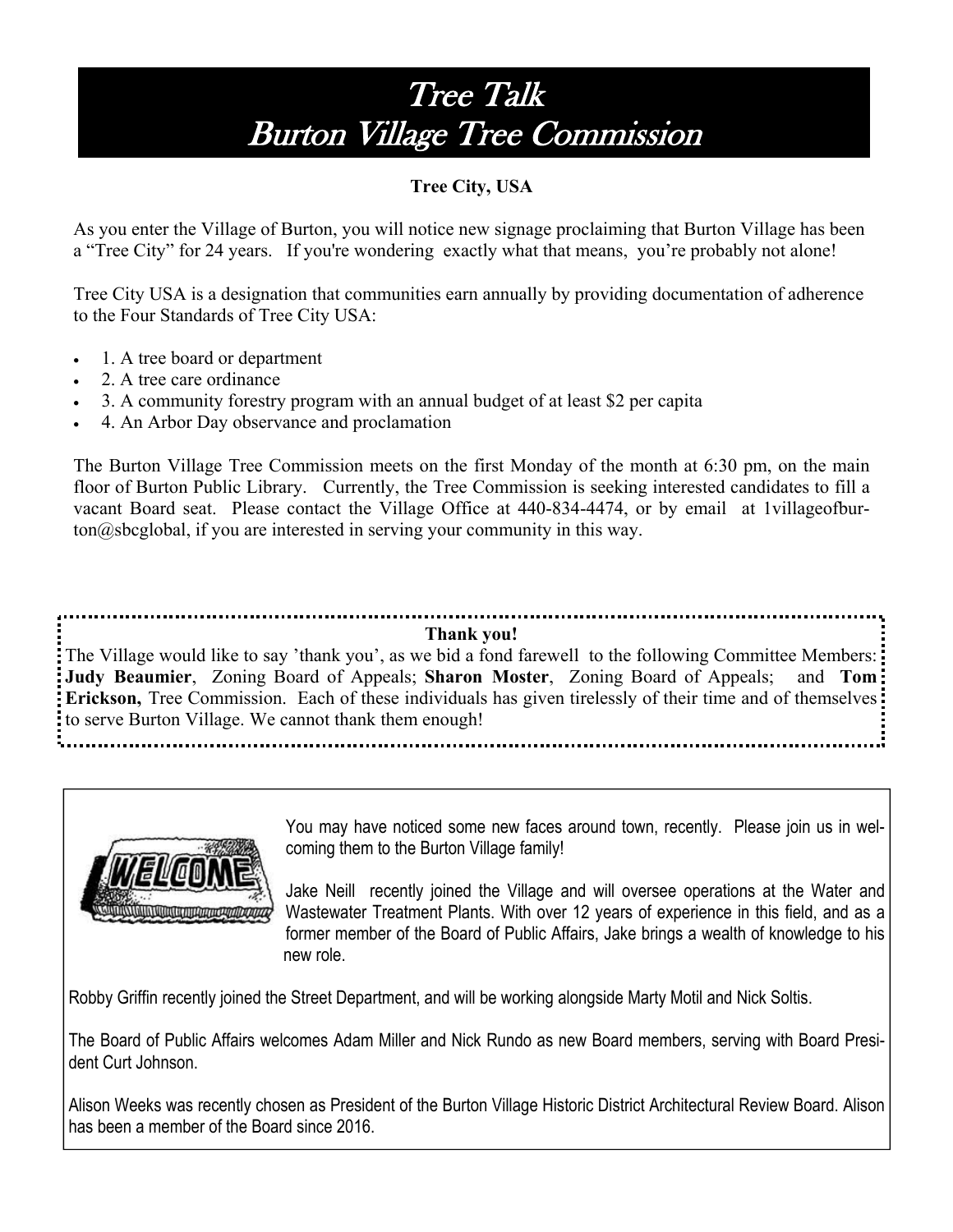# Tree Talk
# Burton Village Tree Commission

**Tree City, USA**

As you enter the Village of Burton, you will notice new signage proclaiming that Burton Village has been a "Tree City" for 24 years. If you're wondering exactly what that means, you're probably not alone!

Tree City USA is a designation that communities earn annually by providing documentation of adherence to the Four Standards of Tree City USA:

- 1. A tree board or department
- 2. A tree care ordinance
- 3. A community forestry program with an annual budget of at least $2 per capita
- 4. An Arbor Day observance and proclamation

The Burton Village Tree Commission meets on the first Monday of the month at 6:30 pm, on the main floor of Burton Public Library. Currently, the Tree Commission is seeking interested candidates to fill a vacant Board seat. Please contact the Village Office at 440-834-4474, or by email at 1villageofburton@sbcglobal, if you are interested in serving your community in this way.

**Thank you!**

The Village would like to say 'thank you', as we bid a fond farewell to the following Committee Members: **Judy Beaumier**, Zoning Board of Appeals; **Sharon Moster**, Zoning Board of Appeals; and **Tom Erickson,** Tree Commission. Each of these individuals has given tirelessly of their time and of themselves to serve Burton Village. We cannot thank them enough!

You may have noticed some new faces around town, recently. Please join us in welcoming them to the Burton Village family!

Jake Neill recently joined the Village and will oversee operations at the Water and Wastewater Treatment Plants. With over 12 years of experience in this field, and as a former member of the Board of Public Affairs, Jake brings a wealth of knowledge to his new role.

Robby Griffin recently joined the Street Department, and will be working alongside Marty Motil and Nick Soltis.

The Board of Public Affairs welcomes Adam Miller and Nick Rundo as new Board members, serving with Board President Curt Johnson.

Alison Weeks was recently chosen as President of the Burton Village Historic District Architectural Review Board. Alison has been a member of the Board since 2016.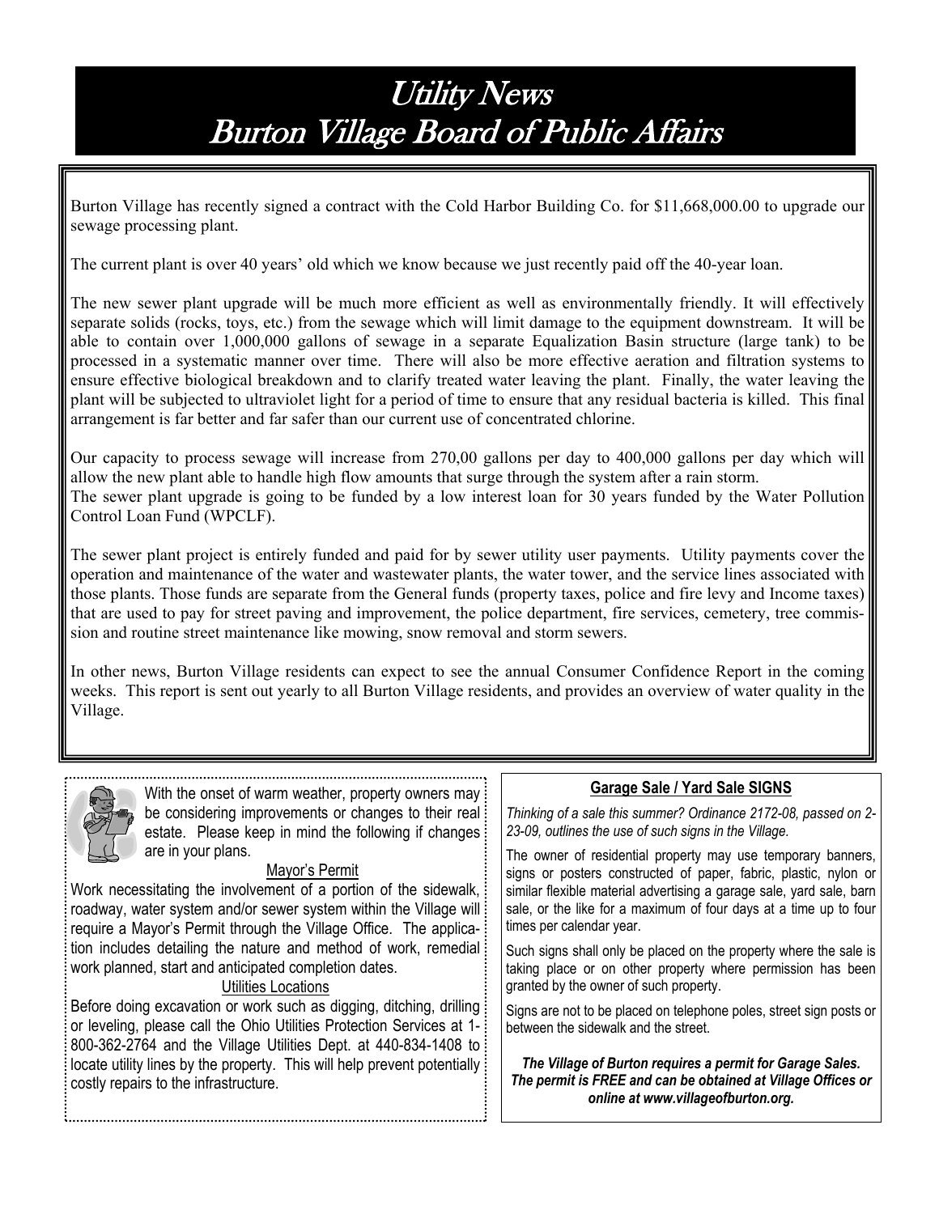# Utility News
# Burton Village Board of Public Affairs

Burton Village has recently signed a contract with the Cold Harbor Building Co. for $11,668,000.00 to upgrade our sewage processing plant.

The current plant is over 40 years' old which we know because we just recently paid off the 40-year loan.

The new sewer plant upgrade will be much more efficient as well as environmentally friendly. It will effectively separate solids (rocks, toys, etc.) from the sewage which will limit damage to the equipment downstream. It will be able to contain over 1,000,000 gallons of sewage in a separate Equalization Basin structure (large tank) to be processed in a systematic manner over time. There will also be more effective aeration and filtration systems to ensure effective biological breakdown and to clarify treated water leaving the plant. Finally, the water leaving the plant will be subjected to ultraviolet light for a period of time to ensure that any residual bacteria is killed. This final arrangement is far better and far safer than our current use of concentrated chlorine.

Our capacity to process sewage will increase from 270,00 gallons per day to 400,000 gallons per day which will allow the new plant able to handle high flow amounts that surge through the system after a rain storm.
The sewer plant upgrade is going to be funded by a low interest loan for 30 years funded by the Water Pollution Control Loan Fund (WPCLF).

The sewer plant project is entirely funded and paid for by sewer utility user payments. Utility payments cover the operation and maintenance of the water and wastewater plants, the water tower, and the service lines associated with those plants. Those funds are separate from the General funds (property taxes, police and fire levy and Income taxes) that are used to pay for street paving and improvement, the police department, fire services, cemetery, tree commission and routine street maintenance like mowing, snow removal and storm sewers.

In other news, Burton Village residents can expect to see the annual Consumer Confidence Report in the coming weeks. This report is sent out yearly to all Burton Village residents, and provides an overview of water quality in the Village.

With the onset of warm weather, property owners may be considering improvements or changes to their real estate. Please keep in mind the following if changes are in your plans.

**Mayor's Permit**

Work necessitating the involvement of a portion of the sidewalk, roadway, water system and/or sewer system within the Village will require a Mayor's Permit through the Village Office. The application includes detailing the nature and method of work, remedial work planned, start and anticipated completion dates.

**Utilities Locations**

Before doing excavation or work such as digging, ditching, drilling or leveling, please call the Ohio Utilities Protection Services at 1-800-362-2764 and the Village Utilities Dept. at 440-834-1408 to locate utility lines by the property. This will help prevent potentially costly repairs to the infrastructure.

### Garage Sale / Yard Sale SIGNS

*Thinking of a sale this summer? Ordinance 2172-08, passed on 2-23-09, outlines the use of such signs in the Village.*

The owner of residential property may use temporary banners, signs or posters constructed of paper, fabric, plastic, nylon or similar flexible material advertising a garage sale, yard sale, barn sale, or the like for a maximum of four days at a time up to four times per calendar year.

Such signs shall only be placed on the property where the sale is taking place or on other property where permission has been granted by the owner of such property.

Signs are not to be placed on telephone poles, street sign posts or between the sidewalk and the street.

***The Village of Burton requires a permit for Garage Sales. The permit is FREE and can be obtained at Village Offices or online at www.villageofburton.org.***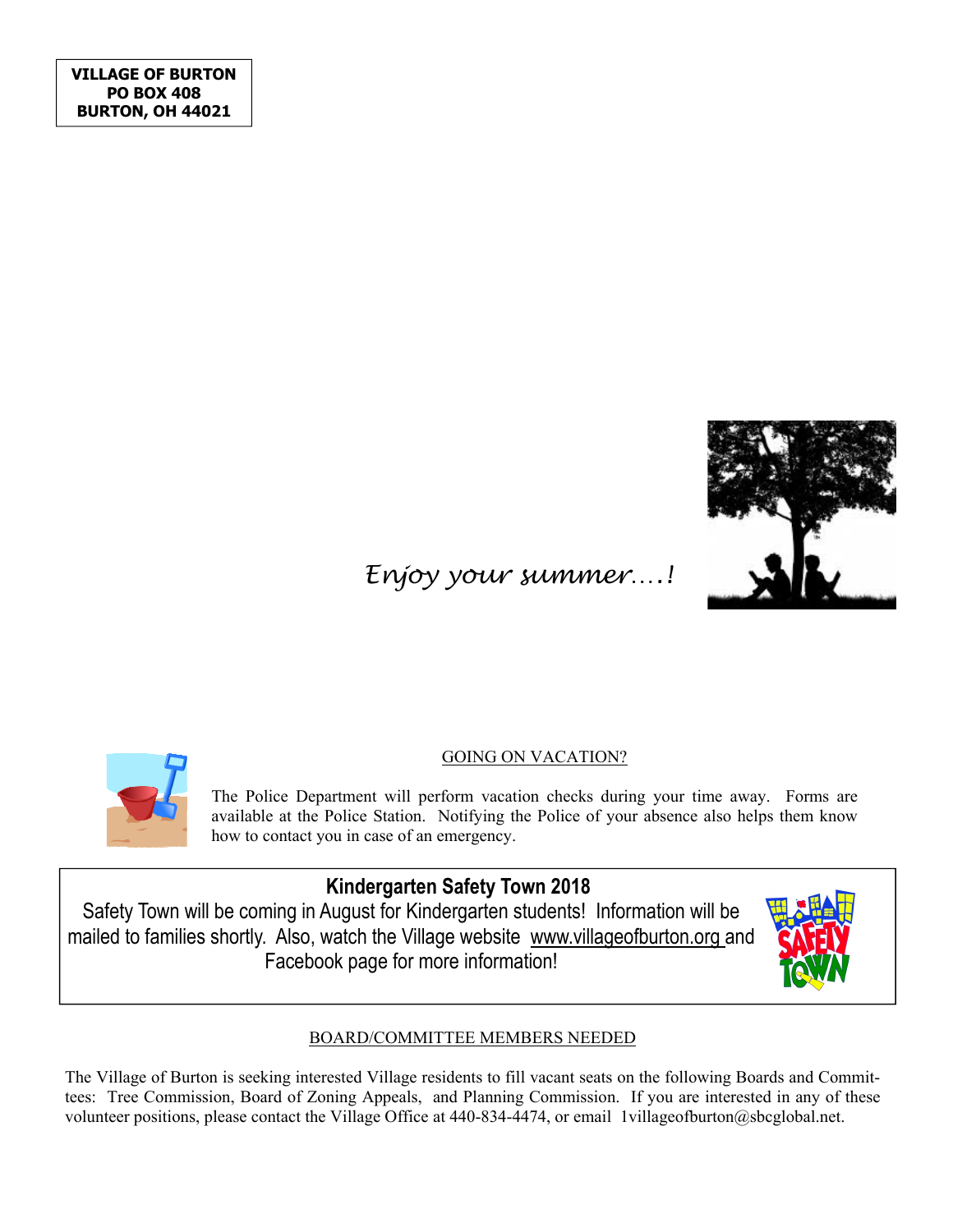**VILLAGE OF BURTON**
**PO BOX 408**
**BURTON, OH 44021**

*Enjoy your summer….!*

GOING ON VACATION?

The Police Department will perform vacation checks during your time away. Forms are available at the Police Station. Notifying the Police of your absence also helps them know how to contact you in case of an emergency.

## Kindergarten Safety Town 2018

Safety Town will be coming in August for Kindergarten students! Information will be mailed to families shortly. Also, watch the Village website www.villageofburton.org and Facebook page for more information!

BOARD/COMMITTEE MEMBERS NEEDED

The Village of Burton is seeking interested Village residents to fill vacant seats on the following Boards and Committees: Tree Commission, Board of Zoning Appeals, and Planning Commission. If you are interested in any of these volunteer positions, please contact the Village Office at 440-834-4474, or email 1villageofburton@sbcglobal.net.